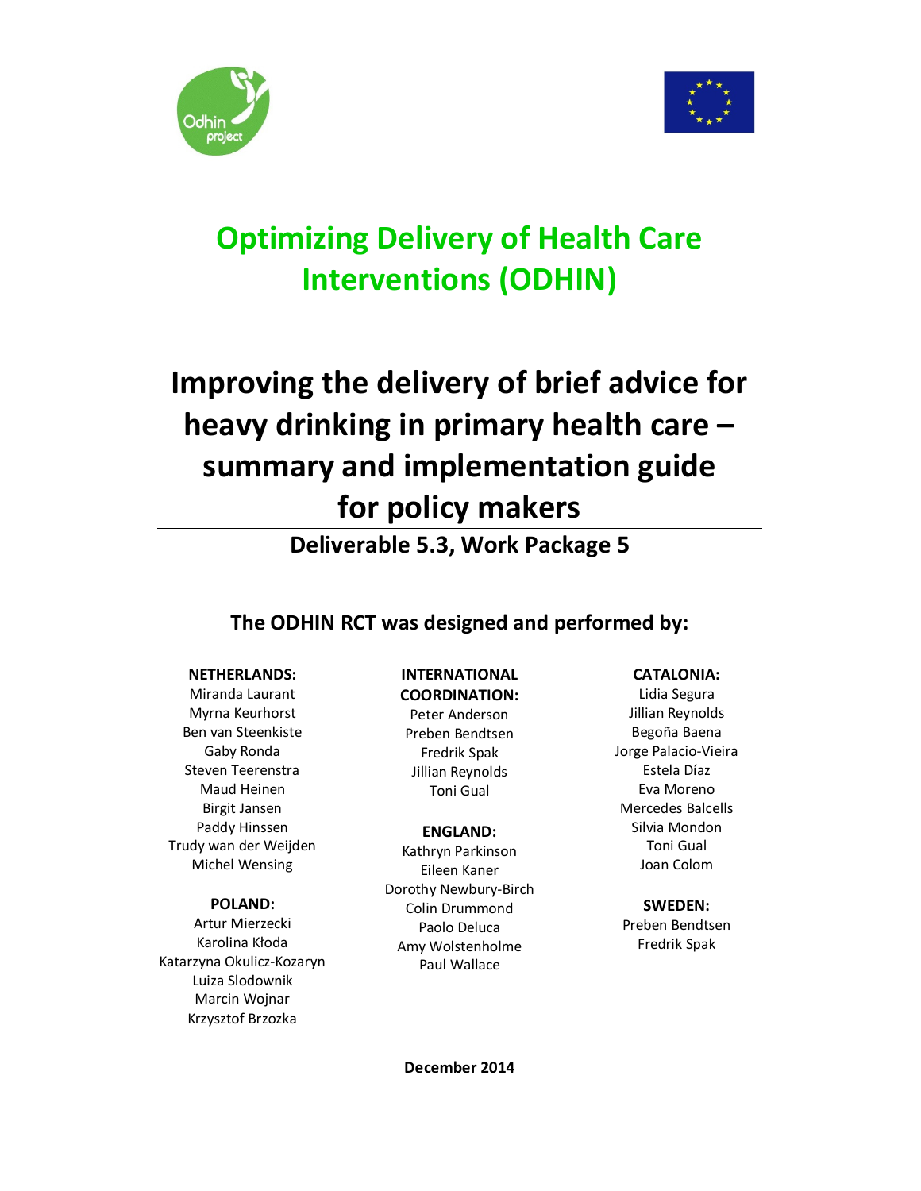# Optimizing Delivery of Health Care Interventions (ODHIN)

# Improving the delivery of brief advice for heavy drinking in primary health care – summary and implementation guide for policy makers

## Deliverable 5.3, Work Package 5

### The ODHIN RCT was designed and performed by:

**NETHERLANDS:**
Miranda Laurant
Myrna Keurhorst
Ben van Steenkiste
Gaby Ronda
Steven Teerenstra
Maud Heinen
Birgit Jansen
Paddy Hinssen
Trudy wan der Weijden
Michel Wensing

**POLAND:**
Artur Mierzecki
Karolina Kłoda
Katarzyna Okulicz-Kozaryn
Luiza Slodownik
Marcin Wojnar
Krzysztof Brzozka

**INTERNATIONAL COORDINATION:**
Peter Anderson
Preben Bendtsen
Fredrik Spak
Jillian Reynolds
Toni Gual

**ENGLAND:**
Kathryn Parkinson
Eileen Kaner
Dorothy Newbury-Birch
Colin Drummond
Paolo Deluca
Amy Wolstenholme
Paul Wallace

**CATALONIA:**
Lidia Segura
Jillian Reynolds
Begoña Baena
Jorge Palacio-Vieira
Estela Díaz
Eva Moreno
Mercedes Balcells
Silvia Mondon
Toni Gual
Joan Colom

**SWEDEN:**
Preben Bendtsen
Fredrik Spak

**December 2014**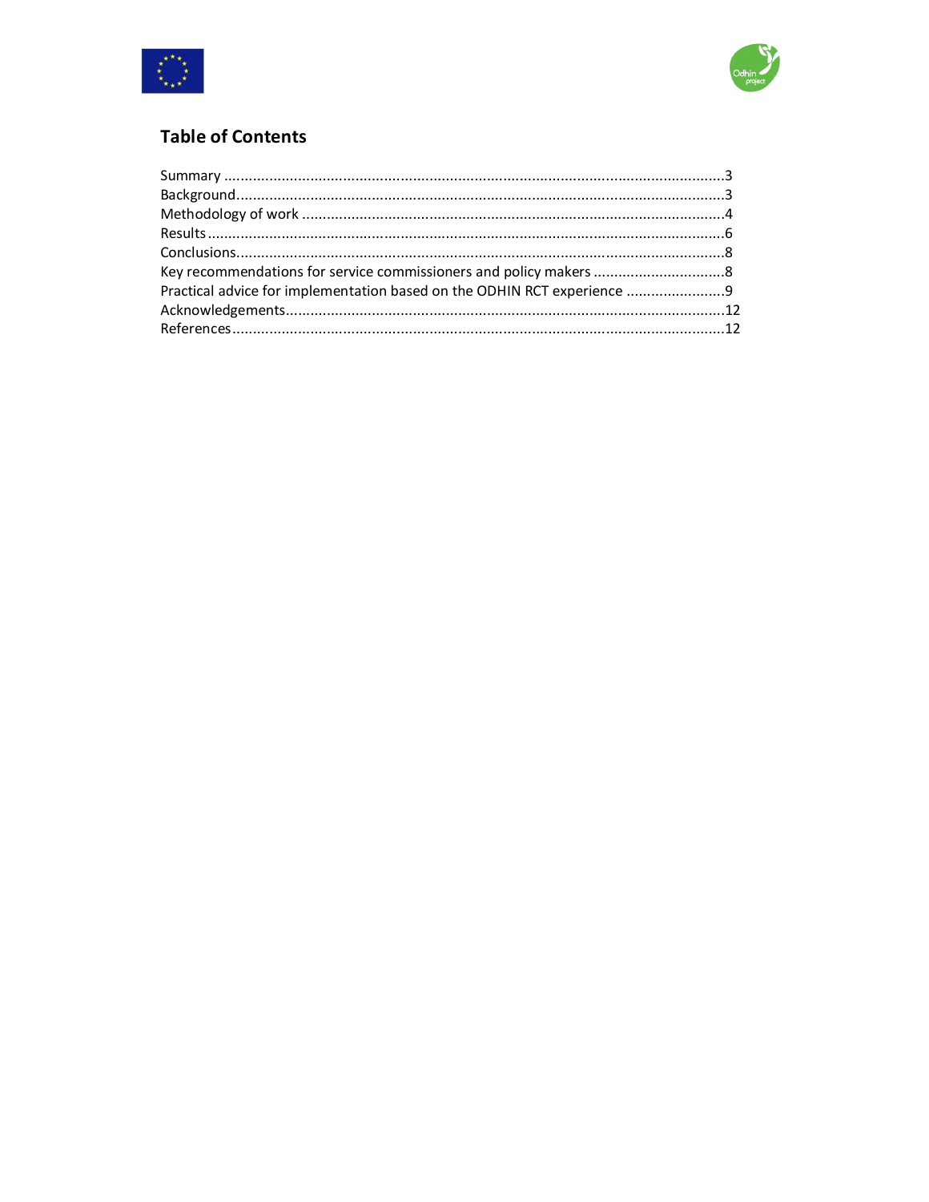## Table of Contents

Summary ........................................................................................................................3
Background......................................................................................................................3
Methodology of work .....................................................................................................4
Results ............................................................................................................................6
Conclusions......................................................................................................................8
Key recommendations for service commissioners and policy makers ................................8
Practical advice for implementation based on the ODHIN RCT experience ........................9
Acknowledgements.........................................................................................................12
References......................................................................................................................12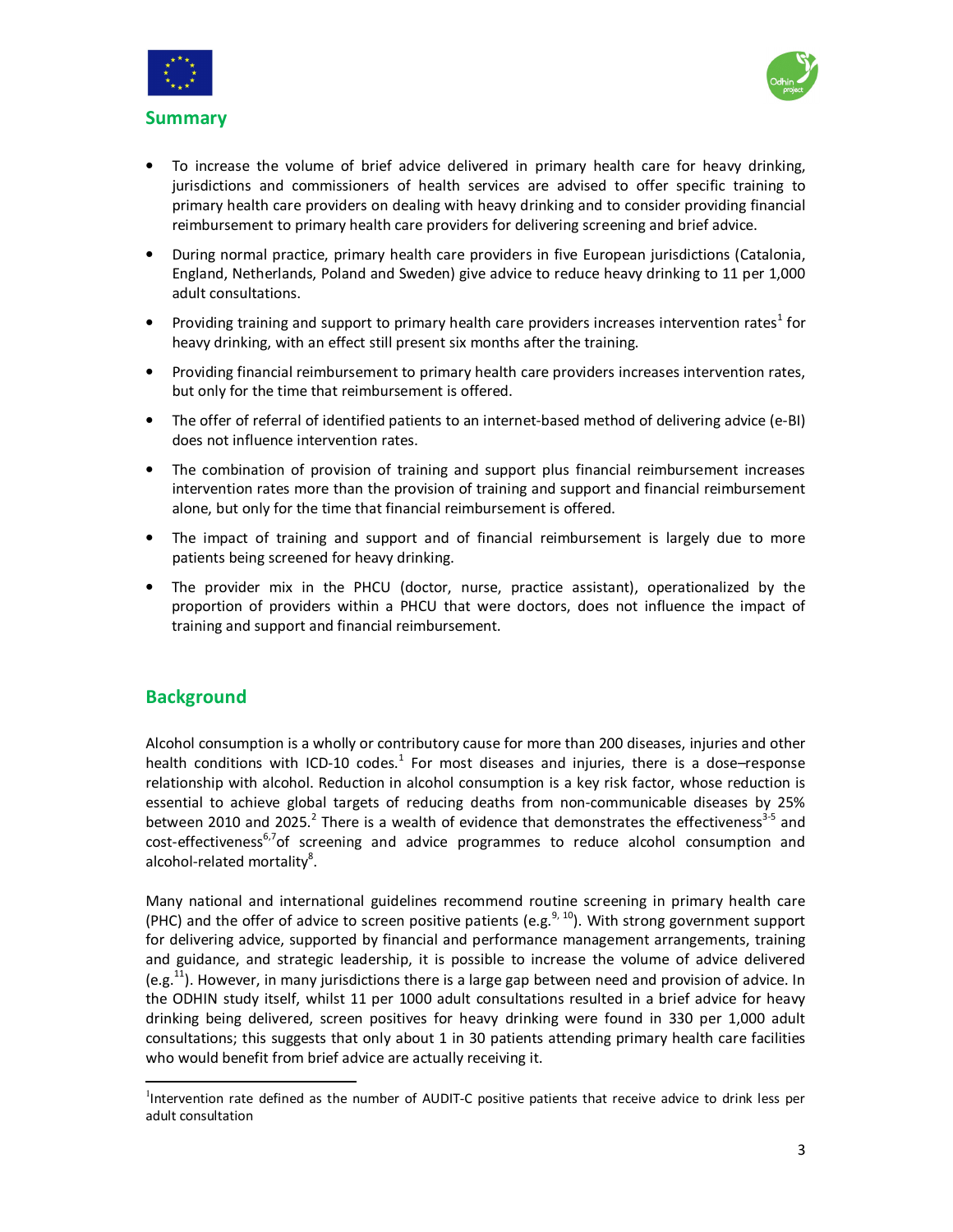## Summary

- To increase the volume of brief advice delivered in primary health care for heavy drinking, jurisdictions and commissioners of health services are advised to offer specific training to primary health care providers on dealing with heavy drinking and to consider providing financial reimbursement to primary health care providers for delivering screening and brief advice.
- During normal practice, primary health care providers in five European jurisdictions (Catalonia, England, Netherlands, Poland and Sweden) give advice to reduce heavy drinking to 11 per 1,000 adult consultations.
- Providing training and support to primary health care providers increases intervention rates[1] for heavy drinking, with an effect still present six months after the training.
- Providing financial reimbursement to primary health care providers increases intervention rates, but only for the time that reimbursement is offered.
- The offer of referral of identified patients to an internet-based method of delivering advice (e-BI) does not influence intervention rates.
- The combination of provision of training and support plus financial reimbursement increases intervention rates more than the provision of training and support and financial reimbursement alone, but only for the time that financial reimbursement is offered.
- The impact of training and support and of financial reimbursement is largely due to more patients being screened for heavy drinking.
- The provider mix in the PHCU (doctor, nurse, practice assistant), operationalized by the proportion of providers within a PHCU that were doctors, does not influence the impact of training and support and financial reimbursement.

## Background

Alcohol consumption is a wholly or contributory cause for more than 200 diseases, injuries and other health conditions with ICD-10 codes.[1] For most diseases and injuries, there is a dose–response relationship with alcohol. Reduction in alcohol consumption is a key risk factor, whose reduction is essential to achieve global targets of reducing deaths from non-communicable diseases by 25% between 2010 and 2025.[2] There is a wealth of evidence that demonstrates the effectiveness[3-5] and cost-effectiveness[6,7] of screening and advice programmes to reduce alcohol consumption and alcohol-related mortality[8].

Many national and international guidelines recommend routine screening in primary health care (PHC) and the offer of advice to screen positive patients (e.g.[9, 10]). With strong government support for delivering advice, supported by financial and performance management arrangements, training and guidance, and strategic leadership, it is possible to increase the volume of advice delivered (e.g.[11]). However, in many jurisdictions there is a large gap between need and provision of advice. In the ODHIN study itself, whilst 11 per 1000 adult consultations resulted in a brief advice for heavy drinking being delivered, screen positives for heavy drinking were found in 330 per 1,000 adult consultations; this suggests that only about 1 in 30 patients attending primary health care facilities who would benefit from brief advice are actually receiving it.

---

[1] Intervention rate defined as the number of AUDIT-C positive patients that receive advice to drink less per adult consultation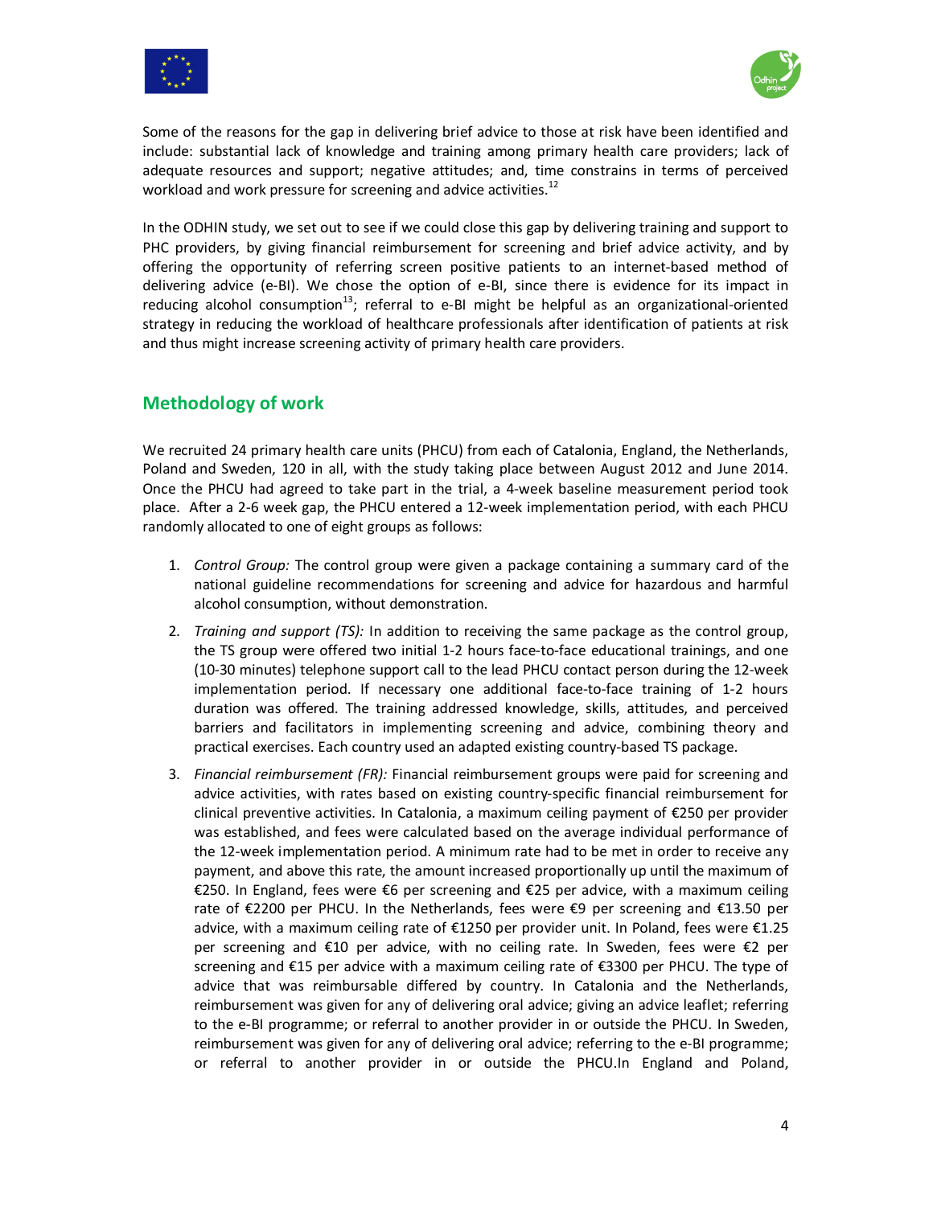Some of the reasons for the gap in delivering brief advice to those at risk have been identified and include: substantial lack of knowledge and training among primary health care providers; lack of adequate resources and support; negative attitudes; and, time constrains in terms of perceived workload and work pressure for screening and advice activities.[12]

In the ODHIN study, we set out to see if we could close this gap by delivering training and support to PHC providers, by giving financial reimbursement for screening and brief advice activity, and by offering the opportunity of referring screen positive patients to an internet-based method of delivering advice (e-BI). We chose the option of e-BI, since there is evidence for its impact in reducing alcohol consumption[13]; referral to e-BI might be helpful as an organizational-oriented strategy in reducing the workload of healthcare professionals after identification of patients at risk and thus might increase screening activity of primary health care providers.

## Methodology of work

We recruited 24 primary health care units (PHCU) from each of Catalonia, England, the Netherlands, Poland and Sweden, 120 in all, with the study taking place between August 2012 and June 2014. Once the PHCU had agreed to take part in the trial, a 4-week baseline measurement period took place. After a 2-6 week gap, the PHCU entered a 12-week implementation period, with each PHCU randomly allocated to one of eight groups as follows:

1. *Control Group:* The control group were given a package containing a summary card of the national guideline recommendations for screening and advice for hazardous and harmful alcohol consumption, without demonstration.
2. *Training and support (TS):* In addition to receiving the same package as the control group, the TS group were offered two initial 1-2 hours face-to-face educational trainings, and one (10-30 minutes) telephone support call to the lead PHCU contact person during the 12-week implementation period. If necessary one additional face-to-face training of 1-2 hours duration was offered. The training addressed knowledge, skills, attitudes, and perceived barriers and facilitators in implementing screening and advice, combining theory and practical exercises. Each country used an adapted existing country-based TS package.
3. *Financial reimbursement (FR):* Financial reimbursement groups were paid for screening and advice activities, with rates based on existing country-specific financial reimbursement for clinical preventive activities. In Catalonia, a maximum ceiling payment of €250 per provider was established, and fees were calculated based on the average individual performance of the 12-week implementation period. A minimum rate had to be met in order to receive any payment, and above this rate, the amount increased proportionally up until the maximum of €250. In England, fees were €6 per screening and €25 per advice, with a maximum ceiling rate of €2200 per PHCU. In the Netherlands, fees were €9 per screening and €13.50 per advice, with a maximum ceiling rate of €1250 per provider unit. In Poland, fees were €1.25 per screening and €10 per advice, with no ceiling rate. In Sweden, fees were €2 per screening and €15 per advice with a maximum ceiling rate of €3300 per PHCU. The type of advice that was reimbursable differed by country. In Catalonia and the Netherlands, reimbursement was given for any of delivering oral advice; giving an advice leaflet; referring to the e-BI programme; or referral to another provider in or outside the PHCU. In Sweden, reimbursement was given for any of delivering oral advice; referring to the e-BI programme; or referral to another provider in or outside the PHCU.In England and Poland,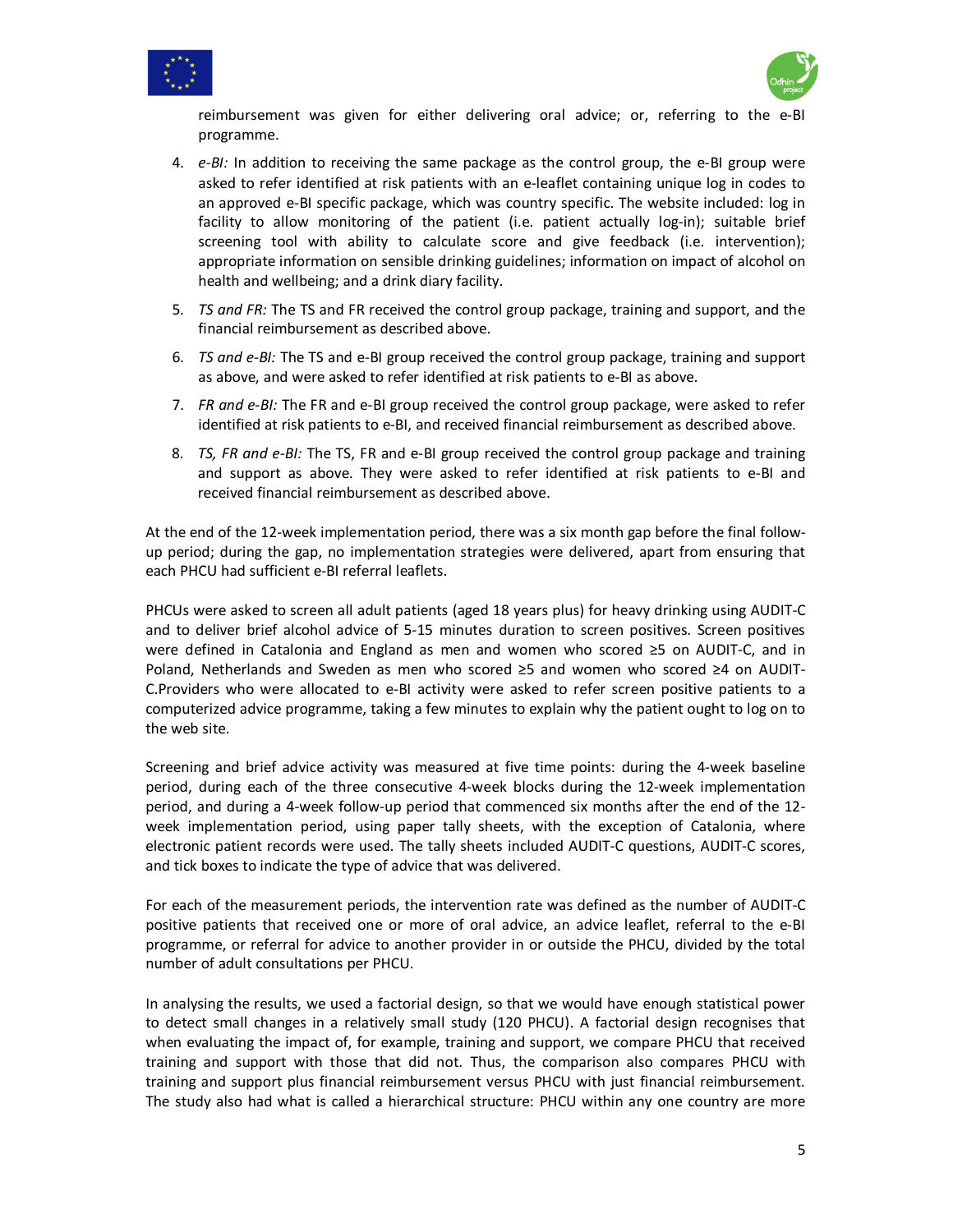reimbursement was given for either delivering oral advice; or, referring to the e-BI programme.

4. *e-BI:* In addition to receiving the same package as the control group, the e-BI group were asked to refer identified at risk patients with an e-leaflet containing unique log in codes to an approved e-BI specific package, which was country specific. The website included: log in facility to allow monitoring of the patient (i.e. patient actually log-in); suitable brief screening tool with ability to calculate score and give feedback (i.e. intervention); appropriate information on sensible drinking guidelines; information on impact of alcohol on health and wellbeing; and a drink diary facility.
5. *TS and FR:* The TS and FR received the control group package, training and support, and the financial reimbursement as described above.
6. *TS and e-BI:* The TS and e-BI group received the control group package, training and support as above, and were asked to refer identified at risk patients to e-BI as above.
7. *FR and e-BI:* The FR and e-BI group received the control group package, were asked to refer identified at risk patients to e-BI, and received financial reimbursement as described above.
8. *TS, FR and e-BI:* The TS, FR and e-BI group received the control group package and training and support as above. They were asked to refer identified at risk patients to e-BI and received financial reimbursement as described above.

At the end of the 12-week implementation period, there was a six month gap before the final follow-up period; during the gap, no implementation strategies were delivered, apart from ensuring that each PHCU had sufficient e-BI referral leaflets.

PHCUs were asked to screen all adult patients (aged 18 years plus) for heavy drinking using AUDIT-C and to deliver brief alcohol advice of 5-15 minutes duration to screen positives. Screen positives were defined in Catalonia and England as men and women who scored ≥5 on AUDIT-C, and in Poland, Netherlands and Sweden as men who scored ≥5 and women who scored ≥4 on AUDIT-C.Providers who were allocated to e-BI activity were asked to refer screen positive patients to a computerized advice programme, taking a few minutes to explain why the patient ought to log on to the web site.

Screening and brief advice activity was measured at five time points: during the 4-week baseline period, during each of the three consecutive 4-week blocks during the 12-week implementation period, and during a 4-week follow-up period that commenced six months after the end of the 12-week implementation period, using paper tally sheets, with the exception of Catalonia, where electronic patient records were used. The tally sheets included AUDIT-C questions, AUDIT-C scores, and tick boxes to indicate the type of advice that was delivered.

For each of the measurement periods, the intervention rate was defined as the number of AUDIT-C positive patients that received one or more of oral advice, an advice leaflet, referral to the e-BI programme, or referral for advice to another provider in or outside the PHCU, divided by the total number of adult consultations per PHCU.

In analysing the results, we used a factorial design, so that we would have enough statistical power to detect small changes in a relatively small study (120 PHCU). A factorial design recognises that when evaluating the impact of, for example, training and support, we compare PHCU that received training and support with those that did not. Thus, the comparison also compares PHCU with training and support plus financial reimbursement versus PHCU with just financial reimbursement. The study also had what is called a hierarchical structure: PHCU within any one country are more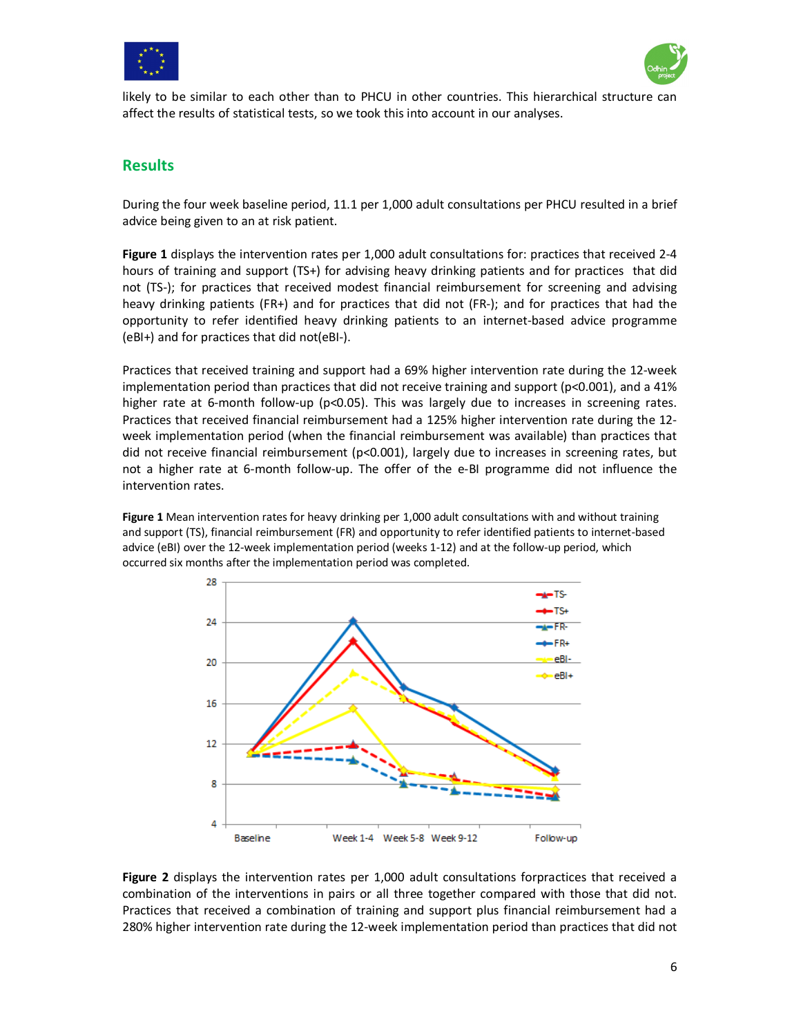likely to be similar to each other than to PHCU in other countries. This hierarchical structure can affect the results of statistical tests, so we took this into account in our analyses.

## Results

During the four week baseline period, 11.1 per 1,000 adult consultations per PHCU resulted in a brief advice being given to an at risk patient.

**Figure 1** displays the intervention rates per 1,000 adult consultations for: practices that received 2-4 hours of training and support (TS+) for advising heavy drinking patients and for practices that did not (TS-); for practices that received modest financial reimbursement for screening and advising heavy drinking patients (FR+) and for practices that did not (FR-); and for practices that had the opportunity to refer identified heavy drinking patients to an internet-based advice programme (eBI+) and for practices that did not(eBI-).

Practices that received training and support had a 69% higher intervention rate during the 12-week implementation period than practices that did not receive training and support ($p<0.001$), and a 41% higher rate at 6-month follow-up ($p<0.05$). This was largely due to increases in screening rates. Practices that received financial reimbursement had a 125% higher intervention rate during the 12-week implementation period (when the financial reimbursement was available) than practices that did not receive financial reimbursement ($p<0.001$), largely due to increases in screening rates, but not a higher rate at 6-month follow-up. The offer of the e-BI programme did not influence the intervention rates.

**Figure 1** Mean intervention rates for heavy drinking per 1,000 adult consultations with and without training and support (TS), financial reimbursement (FR) and opportunity to refer identified patients to internet-based advice (eBI) over the 12-week implementation period (weeks 1-12) and at the follow-up period, which occurred six months after the implementation period was completed.

**Figure 2** displays the intervention rates per 1,000 adult consultations forpractices that received a combination of the interventions in pairs or all three together compared with those that did not. Practices that received a combination of training and support plus financial reimbursement had a 280% higher intervention rate during the 12-week implementation period than practices that did not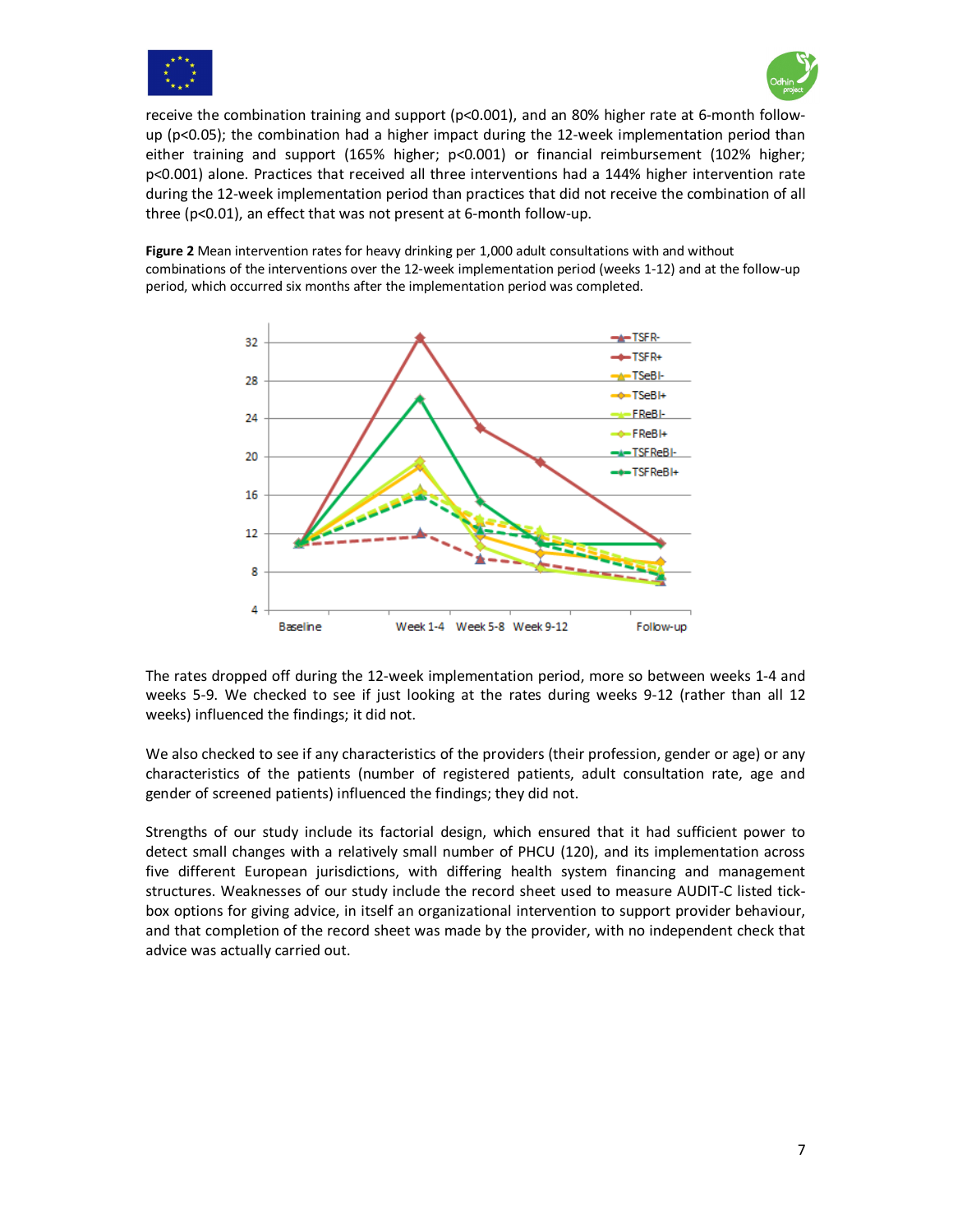receive the combination training and support ($p<0.001$), and an 80% higher rate at 6-month follow-up ($p<0.05$); the combination had a higher impact during the 12-week implementation period than either training and support (165% higher; $p<0.001$) or financial reimbursement (102% higher; $p<0.001$) alone. Practices that received all three interventions had a 144% higher intervention rate during the 12-week implementation period than practices that did not receive the combination of all three ($p<0.01$), an effect that was not present at 6-month follow-up.

**Figure 2** Mean intervention rates for heavy drinking per 1,000 adult consultations with and without combinations of the interventions over the 12-week implementation period (weeks 1-12) and at the follow-up period, which occurred six months after the implementation period was completed.

The rates dropped off during the 12-week implementation period, more so between weeks 1-4 and weeks 5-9. We checked to see if just looking at the rates during weeks 9-12 (rather than all 12 weeks) influenced the findings; it did not.

We also checked to see if any characteristics of the providers (their profession, gender or age) or any characteristics of the patients (number of registered patients, adult consultation rate, age and gender of screened patients) influenced the findings; they did not.

Strengths of our study include its factorial design, which ensured that it had sufficient power to detect small changes with a relatively small number of PHCU (120), and its implementation across five different European jurisdictions, with differing health system financing and management structures. Weaknesses of our study include the record sheet used to measure AUDIT-C listed tick-box options for giving advice, in itself an organizational intervention to support provider behaviour, and that completion of the record sheet was made by the provider, with no independent check that advice was actually carried out.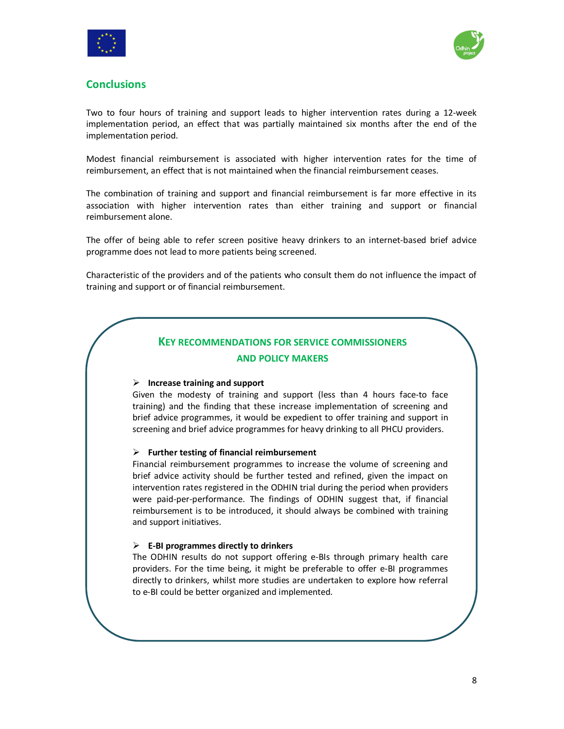## Conclusions

Two to four hours of training and support leads to higher intervention rates during a 12-week implementation period, an effect that was partially maintained six months after the end of the implementation period.

Modest financial reimbursement is associated with higher intervention rates for the time of reimbursement, an effect that is not maintained when the financial reimbursement ceases.

The combination of training and support and financial reimbursement is far more effective in its association with higher intervention rates than either training and support or financial reimbursement alone.

The offer of being able to refer screen positive heavy drinkers to an internet-based brief advice programme does not lead to more patients being screened.

Characteristic of the providers and of the patients who consult them do not influence the impact of training and support or of financial reimbursement.

### KEY RECOMMENDATIONS FOR SERVICE COMMISSIONERS AND POLICY MAKERS

- **Increase training and support**

  Given the modesty of training and support (less than 4 hours face-to face training) and the finding that these increase implementation of screening and brief advice programmes, it would be expedient to offer training and support in screening and brief advice programmes for heavy drinking to all PHCU providers.

- **Further testing of financial reimbursement**

  Financial reimbursement programmes to increase the volume of screening and brief advice activity should be further tested and refined, given the impact on intervention rates registered in the ODHIN trial during the period when providers were paid-per-performance. The findings of ODHIN suggest that, if financial reimbursement is to be introduced, it should always be combined with training and support initiatives.

- **E-BI programmes directly to drinkers**

  The ODHIN results do not support offering e-BIs through primary health care providers. For the time being, it might be preferable to offer e-BI programmes directly to drinkers, whilst more studies are undertaken to explore how referral to e-BI could be better organized and implemented.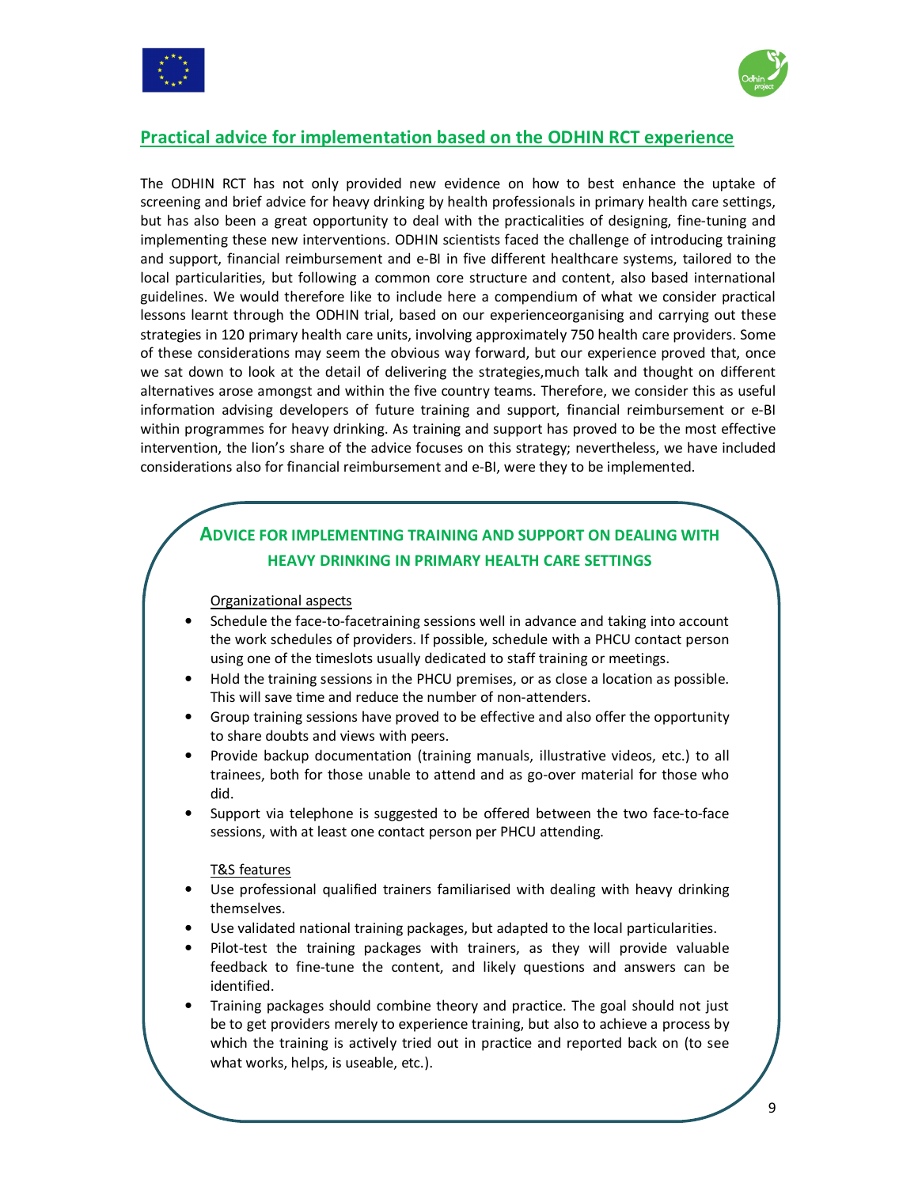## Practical advice for implementation based on the ODHIN RCT experience

The ODHIN RCT has not only provided new evidence on how to best enhance the uptake of screening and brief advice for heavy drinking by health professionals in primary health care settings, but has also been a great opportunity to deal with the practicalities of designing, fine-tuning and implementing these new interventions. ODHIN scientists faced the challenge of introducing training and support, financial reimbursement and e-BI in five different healthcare systems, tailored to the local particularities, but following a common core structure and content, also based international guidelines. We would therefore like to include here a compendium of what we consider practical lessons learnt through the ODHIN trial, based on our experienceorganising and carrying out these strategies in 120 primary health care units, involving approximately 750 health care providers. Some of these considerations may seem the obvious way forward, but our experience proved that, once we sat down to look at the detail of delivering the strategies,much talk and thought on different alternatives arose amongst and within the five country teams. Therefore, we consider this as useful information advising developers of future training and support, financial reimbursement or e-BI within programmes for heavy drinking. As training and support has proved to be the most effective intervention, the lion's share of the advice focuses on this strategy; nevertheless, we have included considerations also for financial reimbursement and e-BI, were they to be implemented.

### ADVICE FOR IMPLEMENTING TRAINING AND SUPPORT ON DEALING WITH HEAVY DRINKING IN PRIMARY HEALTH CARE SETTINGS

Organizational aspects

- Schedule the face-to-facetraining sessions well in advance and taking into account the work schedules of providers. If possible, schedule with a PHCU contact person using one of the timeslots usually dedicated to staff training or meetings.
- Hold the training sessions in the PHCU premises, or as close a location as possible. This will save time and reduce the number of non-attenders.
- Group training sessions have proved to be effective and also offer the opportunity to share doubts and views with peers.
- Provide backup documentation (training manuals, illustrative videos, etc.) to all trainees, both for those unable to attend and as go-over material for those who did.
- Support via telephone is suggested to be offered between the two face-to-face sessions, with at least one contact person per PHCU attending.

T&S features

- Use professional qualified trainers familiarised with dealing with heavy drinking themselves.
- Use validated national training packages, but adapted to the local particularities.
- Pilot-test the training packages with trainers, as they will provide valuable feedback to fine-tune the content, and likely questions and answers can be identified.
- Training packages should combine theory and practice. The goal should not just be to get providers merely to experience training, but also to achieve a process by which the training is actively tried out in practice and reported back on (to see what works, helps, is useable, etc.).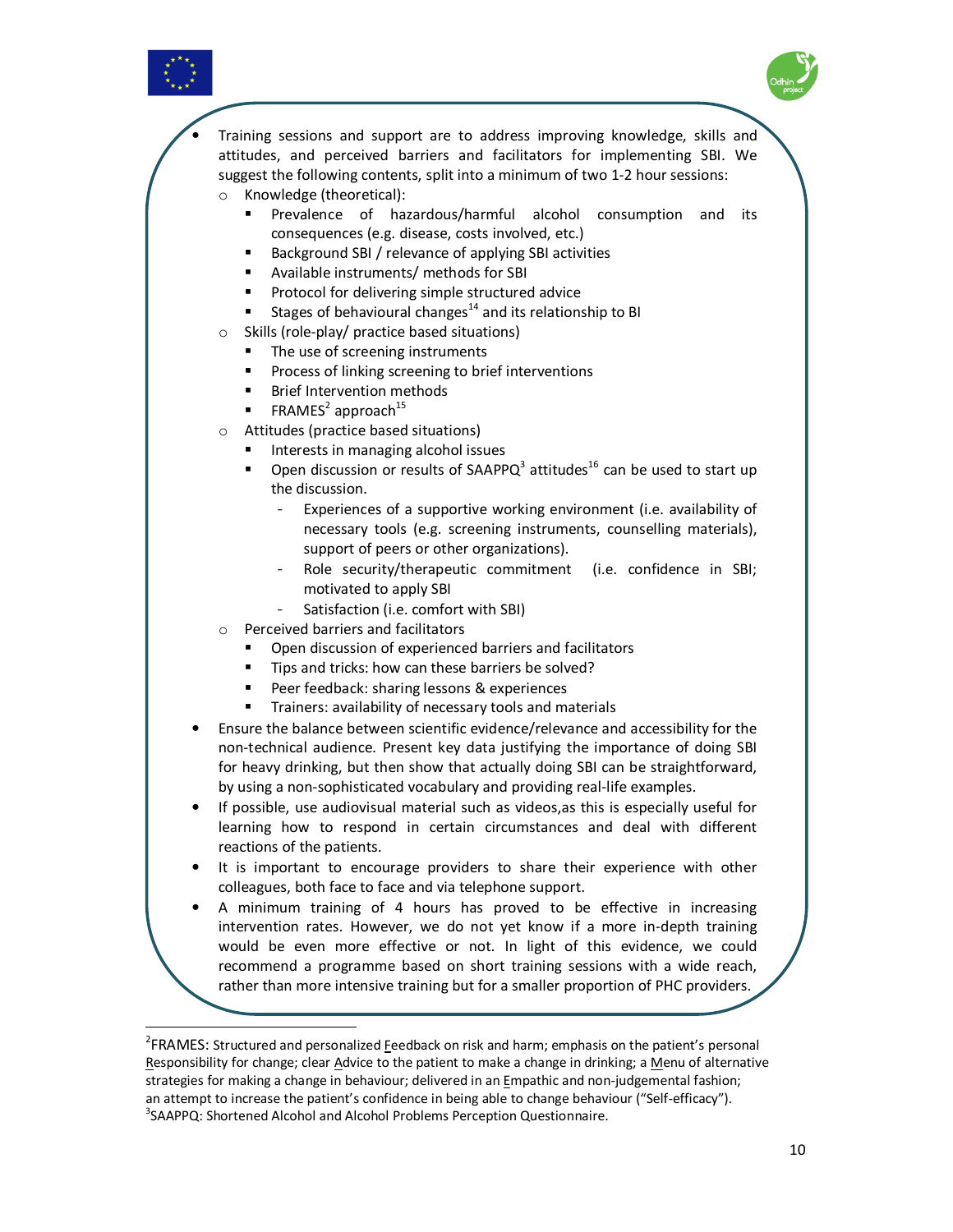- Training sessions and support are to address improving knowledge, skills and attitudes, and perceived barriers and facilitators for implementing SBI. We suggest the following contents, split into a minimum of two 1-2 hour sessions:
    - Knowledge (theoretical):
        - Prevalence of hazardous/harmful alcohol consumption and its consequences (e.g. disease, costs involved, etc.)
        - Background SBI / relevance of applying SBI activities
        - Available instruments/ methods for SBI
        - Protocol for delivering simple structured advice
        - Stages of behavioural changes[14] and its relationship to BI
    - Skills (role-play/ practice based situations)
        - The use of screening instruments
        - Process of linking screening to brief interventions
        - Brief Intervention methods
        - FRAMES[2] approach[15]
    - Attitudes (practice based situations)
        - Interests in managing alcohol issues
        - Open discussion or results of SAAPPQ[3] attitudes[16] can be used to start up the discussion.
            - Experiences of a supportive working environment (i.e. availability of necessary tools (e.g. screening instruments, counselling materials), support of peers or other organizations).
            - Role security/therapeutic commitment (i.e. confidence in SBI; motivated to apply SBI
            - Satisfaction (i.e. comfort with SBI)
    - Perceived barriers and facilitators
        - Open discussion of experienced barriers and facilitators
        - Tips and tricks: how can these barriers be solved?
        - Peer feedback: sharing lessons & experiences
        - Trainers: availability of necessary tools and materials
- Ensure the balance between scientific evidence/relevance and accessibility for the non-technical audience. Present key data justifying the importance of doing SBI for heavy drinking, but then show that actually doing SBI can be straightforward, by using a non-sophisticated vocabulary and providing real-life examples.
- If possible, use audiovisual material such as videos,as this is especially useful for learning how to respond in certain circumstances and deal with different reactions of the patients.
- It is important to encourage providers to share their experience with other colleagues, both face to face and via telephone support.
- A minimum training of 4 hours has proved to be effective in increasing intervention rates. However, we do not yet know if a more in-depth training would be even more effective or not. In light of this evidence, we could recommend a programme based on short training sessions with a wide reach, rather than more intensive training but for a smaller proportion of PHC providers.

---

[2] FRAMES: Structured and personalized Feedback on risk and harm; emphasis on the patient's personal Responsibility for change; clear Advice to the patient to make a change in drinking; a Menu of alternative strategies for making a change in behaviour; delivered in an Empathic and non-judgemental fashion; an attempt to increase the patient's confidence in being able to change behaviour ("Self-efficacy").

[3] SAAPPQ: Shortened Alcohol and Alcohol Problems Perception Questionnaire.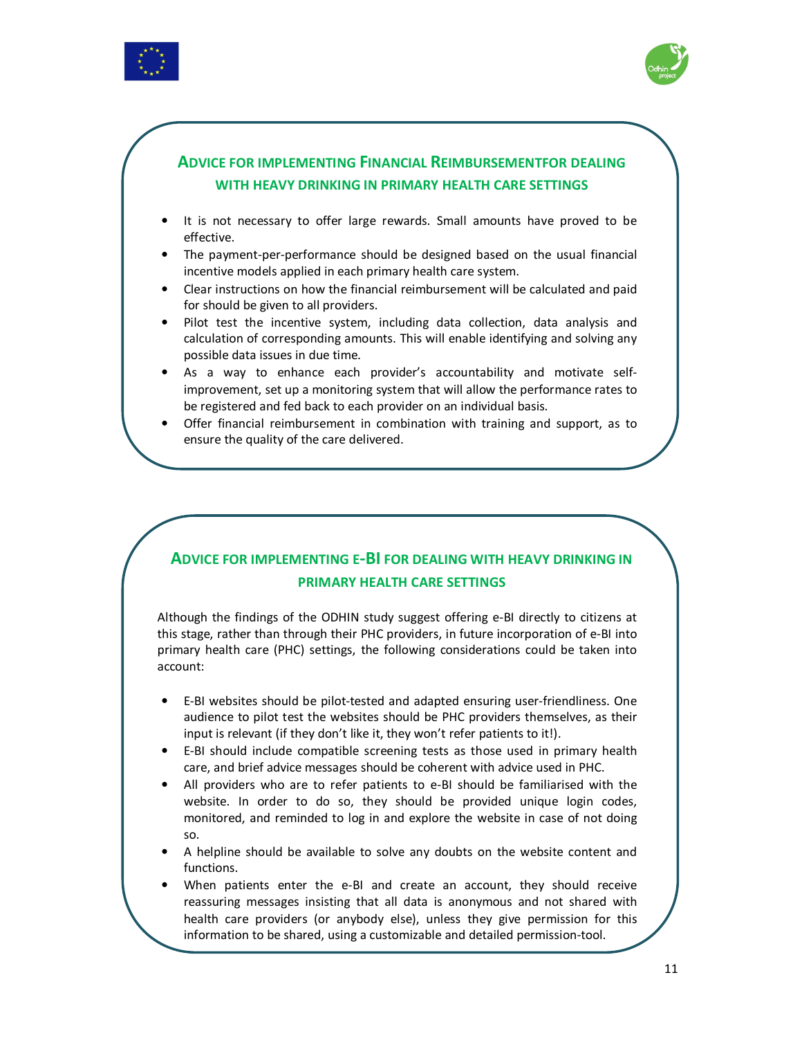## Advice for implementing Financial Reimbursementfor dealing with heavy drinking in primary health care settings

- It is not necessary to offer large rewards. Small amounts have proved to be effective.
- The payment-per-performance should be designed based on the usual financial incentive models applied in each primary health care system.
- Clear instructions on how the financial reimbursement will be calculated and paid for should be given to all providers.
- Pilot test the incentive system, including data collection, data analysis and calculation of corresponding amounts. This will enable identifying and solving any possible data issues in due time.
- As a way to enhance each provider's accountability and motivate self-improvement, set up a monitoring system that will allow the performance rates to be registered and fed back to each provider on an individual basis.
- Offer financial reimbursement in combination with training and support, as to ensure the quality of the care delivered.

## Advice for implementing e-BI for dealing with heavy drinking in primary health care settings

Although the findings of the ODHIN study suggest offering e-BI directly to citizens at this stage, rather than through their PHC providers, in future incorporation of e-BI into primary health care (PHC) settings, the following considerations could be taken into account:

- E-BI websites should be pilot-tested and adapted ensuring user-friendliness. One audience to pilot test the websites should be PHC providers themselves, as their input is relevant (if they don't like it, they won't refer patients to it!).
- E-BI should include compatible screening tests as those used in primary health care, and brief advice messages should be coherent with advice used in PHC.
- All providers who are to refer patients to e-BI should be familiarised with the website. In order to do so, they should be provided unique login codes, monitored, and reminded to log in and explore the website in case of not doing so.
- A helpline should be available to solve any doubts on the website content and functions.
- When patients enter the e-BI and create an account, they should receive reassuring messages insisting that all data is anonymous and not shared with health care providers (or anybody else), unless they give permission for this information to be shared, using a customizable and detailed permission-tool.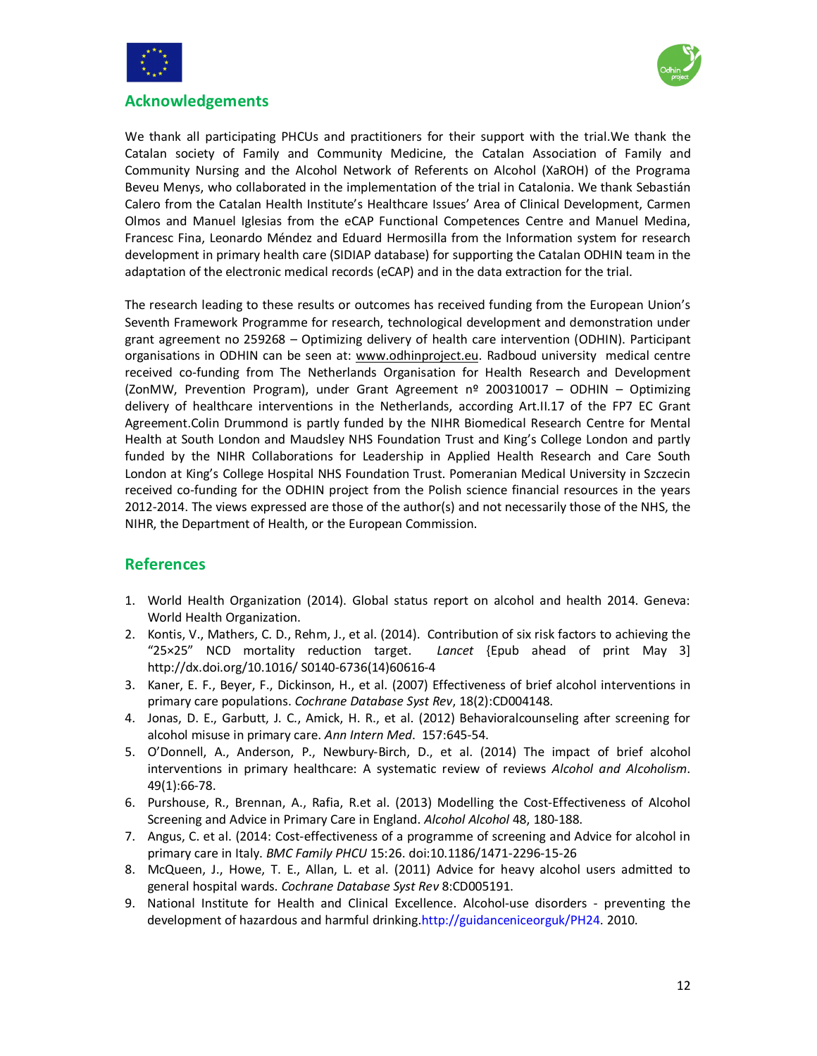## Acknowledgements

We thank all participating PHCUs and practitioners for their support with the trial.We thank the Catalan society of Family and Community Medicine, the Catalan Association of Family and Community Nursing and the Alcohol Network of Referents on Alcohol (XaROH) of the Programa Beveu Menys, who collaborated in the implementation of the trial in Catalonia. We thank Sebastián Calero from the Catalan Health Institute's Healthcare Issues' Area of Clinical Development, Carmen Olmos and Manuel Iglesias from the eCAP Functional Competences Centre and Manuel Medina, Francesc Fina, Leonardo Méndez and Eduard Hermosilla from the Information system for research development in primary health care (SIDIAP database) for supporting the Catalan ODHIN team in the adaptation of the electronic medical records (eCAP) and in the data extraction for the trial.

The research leading to these results or outcomes has received funding from the European Union's Seventh Framework Programme for research, technological development and demonstration under grant agreement no 259268 – Optimizing delivery of health care intervention (ODHIN). Participant organisations in ODHIN can be seen at: www.odhinproject.eu. Radboud university medical centre received co-funding from The Netherlands Organisation for Health Research and Development (ZonMW, Prevention Program), under Grant Agreement nº 200310017 – ODHIN – Optimizing delivery of healthcare interventions in the Netherlands, according Art.II.17 of the FP7 EC Grant Agreement.Colin Drummond is partly funded by the NIHR Biomedical Research Centre for Mental Health at South London and Maudsley NHS Foundation Trust and King's College London and partly funded by the NIHR Collaborations for Leadership in Applied Health Research and Care South London at King's College Hospital NHS Foundation Trust. Pomeranian Medical University in Szczecin received co-funding for the ODHIN project from the Polish science financial resources in the years 2012-2014. The views expressed are those of the author(s) and not necessarily those of the NHS, the NIHR, the Department of Health, or the European Commission.

## References

1. World Health Organization (2014). Global status report on alcohol and health 2014. Geneva: World Health Organization.
2. Kontis, V., Mathers, C. D., Rehm, J., et al. (2014). Contribution of six risk factors to achieving the "25×25" NCD mortality reduction target. *Lancet* {Epub ahead of print May 3] http://dx.doi.org/10.1016/ S0140-6736(14)60616-4
3. Kaner, E. F., Beyer, F., Dickinson, H., et al. (2007) Effectiveness of brief alcohol interventions in primary care populations. *Cochrane Database Syst Rev*, 18(2):CD004148.
4. Jonas, D. E., Garbutt, J. C., Amick, H. R., et al. (2012) Behavioralcounseling after screening for alcohol misuse in primary care. *Ann Intern Med*. 157:645-54.
5. O'Donnell, A., Anderson, P., Newbury-Birch, D., et al. (2014) The impact of brief alcohol interventions in primary healthcare: A systematic review of reviews *Alcohol and Alcoholism*. 49(1):66-78.
6. Purshouse, R., Brennan, A., Rafia, R.et al. (2013) Modelling the Cost-Effectiveness of Alcohol Screening and Advice in Primary Care in England. *Alcohol Alcohol* 48, 180-188.
7. Angus, C. et al. (2014: Cost-effectiveness of a programme of screening and Advice for alcohol in primary care in Italy. *BMC Family PHCU* 15:26. doi:10.1186/1471-2296-15-26
8. McQueen, J., Howe, T. E., Allan, L. et al. (2011) Advice for heavy alcohol users admitted to general hospital wards. *Cochrane Database Syst Rev* 8:CD005191.
9. National Institute for Health and Clinical Excellence. Alcohol-use disorders - preventing the development of hazardous and harmful drinking.http://guidanceniceorguk/PH24. 2010.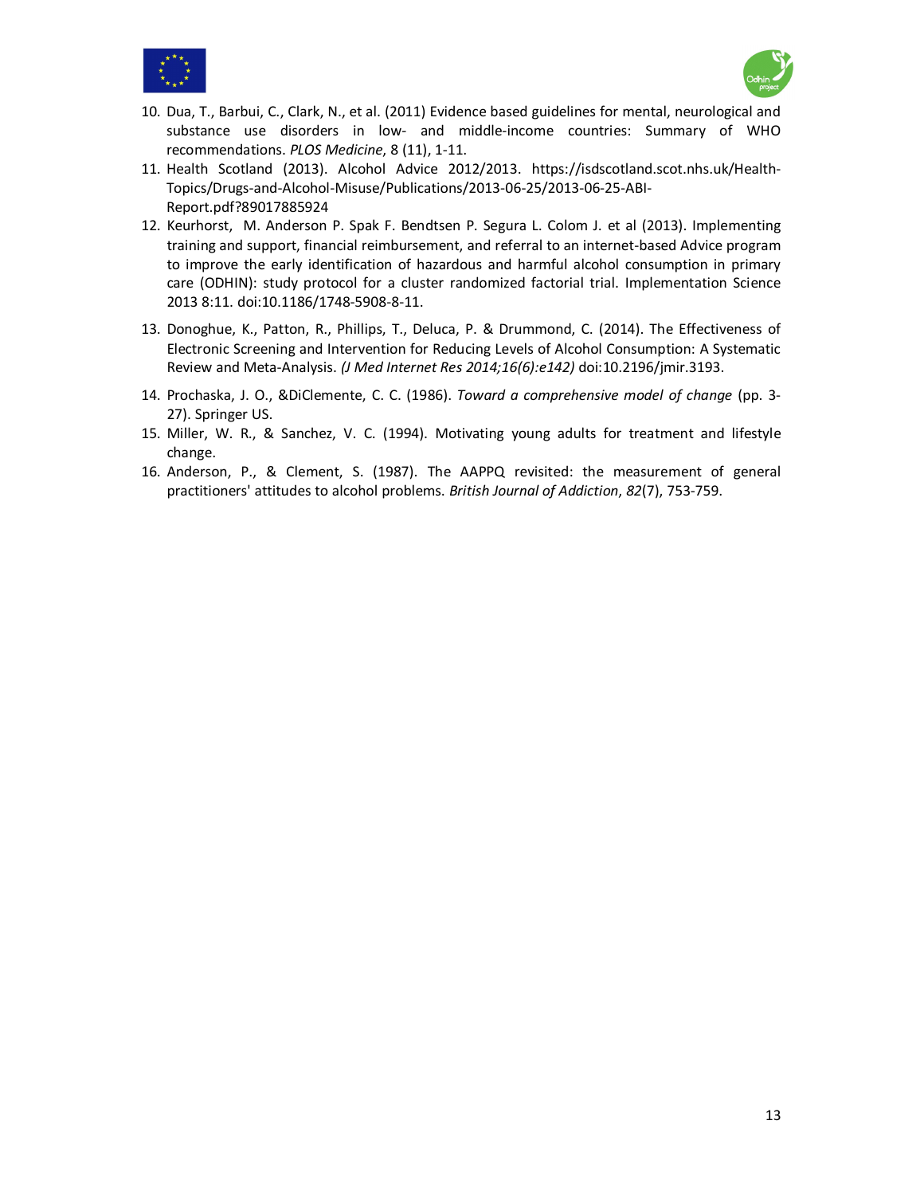10. Dua, T., Barbui, C., Clark, N., et al. (2011) Evidence based guidelines for mental, neurological and substance use disorders in low- and middle-income countries: Summary of WHO recommendations. *PLOS Medicine*, 8 (11), 1-11.
11. Health Scotland (2013). Alcohol Advice 2012/2013. https://isdscotland.scot.nhs.uk/Health-Topics/Drugs-and-Alcohol-Misuse/Publications/2013-06-25/2013-06-25-ABI-Report.pdf?89017885924
12. Keurhorst, M. Anderson P. Spak F. Bendtsen P. Segura L. Colom J. et al (2013). Implementing training and support, financial reimbursement, and referral to an internet-based Advice program to improve the early identification of hazardous and harmful alcohol consumption in primary care (ODHIN): study protocol for a cluster randomized factorial trial. Implementation Science 2013 8:11. doi:10.1186/1748-5908-8-11.
13. Donoghue, K., Patton, R., Phillips, T., Deluca, P. & Drummond, C. (2014). The Effectiveness of Electronic Screening and Intervention for Reducing Levels of Alcohol Consumption: A Systematic Review and Meta-Analysis. *(J Med Internet Res 2014;16(6):e142)* doi:10.2196/jmir.3193.
14. Prochaska, J. O., &DiClemente, C. C. (1986). *Toward a comprehensive model of change* (pp. 3-27). Springer US.
15. Miller, W. R., & Sanchez, V. C. (1994). Motivating young adults for treatment and lifestyle change.
16. Anderson, P., & Clement, S. (1987). The AAPPQ revisited: the measurement of general practitioners' attitudes to alcohol problems. *British Journal of Addiction*, *82*(7), 753-759.